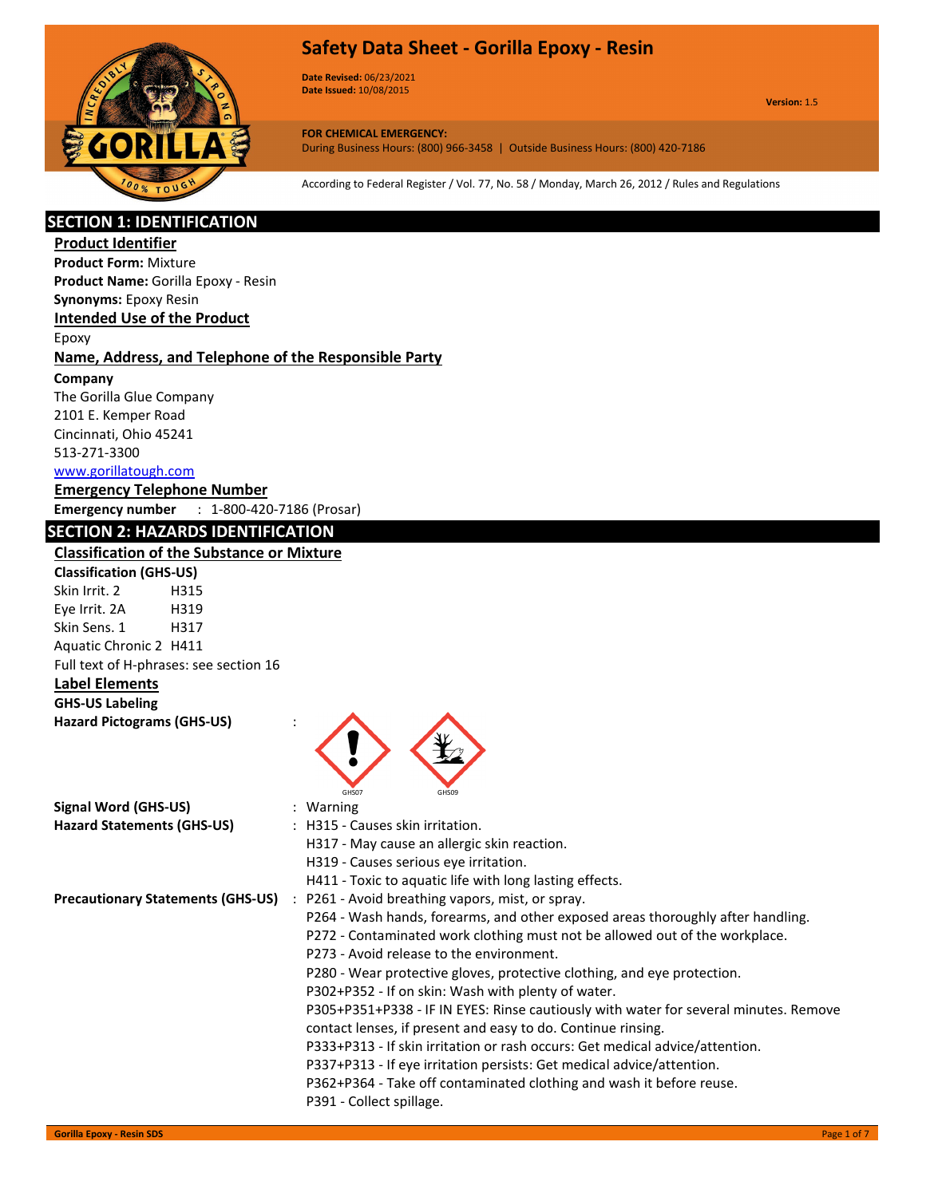# Safety Data Sheet - Gorilla Epoxy - Resin

**Date Revised:** 06/23/2021
**Date Issued:** 10/08/2015

**Version:** 1.5

**FOR CHEMICAL EMERGENCY:**
During Business Hours: (800) 966-3458 | Outside Business Hours: (800) 420-7186

According to Federal Register / Vol. 77, No. 58 / Monday, March 26, 2012 / Rules and Regulations

## SECTION 1: IDENTIFICATION

### Product Identifier

**Product Form:** Mixture
**Product Name:** Gorilla Epoxy - Resin
**Synonyms:** Epoxy Resin

### Intended Use of the Product

Epoxy

### Name, Address, and Telephone of the Responsible Party

**Company**
The Gorilla Glue Company
2101 E. Kemper Road
Cincinnati, Ohio 45241
513-271-3300
www.gorillatough.com

### Emergency Telephone Number

**Emergency number** : 1-800-420-7186 (Prosar)

## SECTION 2: HAZARDS IDENTIFICATION

### Classification of the Substance or Mixture

**Classification (GHS-US)**

Skin Irrit. 2 H315
Eye Irrit. 2A H319
Skin Sens. 1 H317
Aquatic Chronic 2 H411

Full text of H-phrases: see section 16

### Label Elements

**GHS-US Labeling**

**Hazard Pictograms (GHS-US)** :

GHS07 GHS09

**Signal Word (GHS-US)** : Warning

**Hazard Statements (GHS-US)** :
H315 - Causes skin irritation.
H317 - May cause an allergic skin reaction.
H319 - Causes serious eye irritation.
H411 - Toxic to aquatic life with long lasting effects.

**Precautionary Statements (GHS-US)** :
P261 - Avoid breathing vapors, mist, or spray.
P264 - Wash hands, forearms, and other exposed areas thoroughly after handling.
P272 - Contaminated work clothing must not be allowed out of the workplace.
P273 - Avoid release to the environment.
P280 - Wear protective gloves, protective clothing, and eye protection.
P302+P352 - If on skin: Wash with plenty of water.
P305+P351+P338 - IF IN EYES: Rinse cautiously with water for several minutes. Remove contact lenses, if present and easy to do. Continue rinsing.
P333+P313 - If skin irritation or rash occurs: Get medical advice/attention.
P337+P313 - If eye irritation persists: Get medical advice/attention.
P362+P364 - Take off contaminated clothing and wash it before reuse.
P391 - Collect spillage.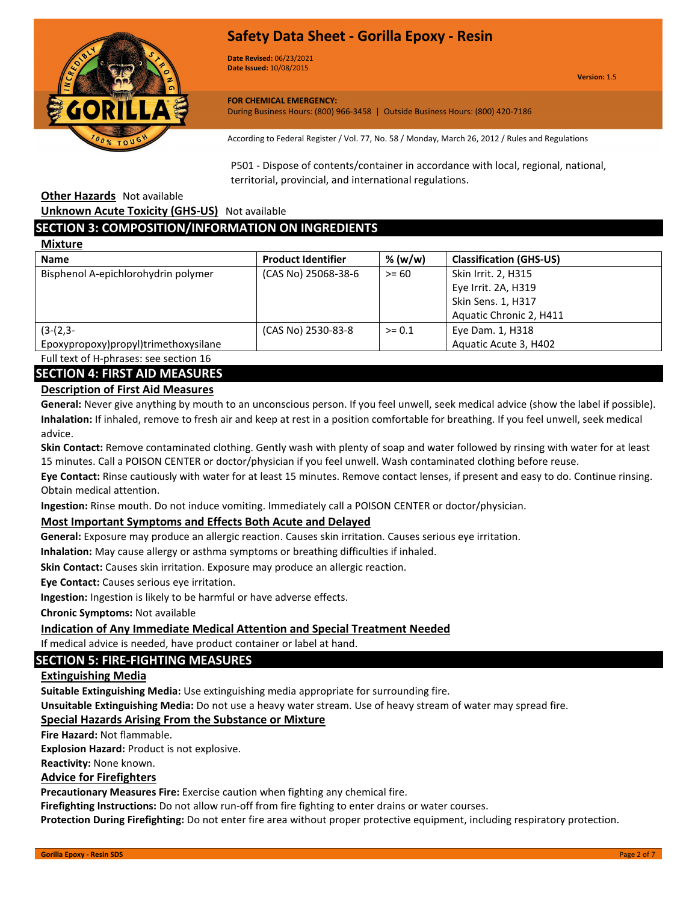P501 - Dispose of contents/container in accordance with local, regional, national, territorial, provincial, and international regulations.

**Other Hazards** Not available

**Unknown Acute Toxicity (GHS-US)** Not available

## SECTION 3: COMPOSITION/INFORMATION ON INGREDIENTS

**Mixture**

| Name | Product Identifier | % (w/w) | Classification (GHS-US) |
| --- | --- | --- | --- |
| Bisphenol A-epichlorohydrin polymer | (CAS No) 25068-38-6 | >= 60 | Skin Irrit. 2, H315<br>Eye Irrit. 2A, H319<br>Skin Sens. 1, H317<br>Aquatic Chronic 2, H411 |
| (3-(2,3-Epoxypropoxy)propyl)trimethoxysilane | (CAS No) 2530-83-8 | >= 0.1 | Eye Dam. 1, H318<br>Aquatic Acute 3, H402 |

Full text of H-phrases: see section 16

## SECTION 4: FIRST AID MEASURES

**Description of First Aid Measures**

**General:** Never give anything by mouth to an unconscious person. If you feel unwell, seek medical advice (show the label if possible).

**Inhalation:** If inhaled, remove to fresh air and keep at rest in a position comfortable for breathing. If you feel unwell, seek medical advice.

**Skin Contact:** Remove contaminated clothing. Gently wash with plenty of soap and water followed by rinsing with water for at least 15 minutes. Call a POISON CENTER or doctor/physician if you feel unwell. Wash contaminated clothing before reuse.

**Eye Contact:** Rinse cautiously with water for at least 15 minutes. Remove contact lenses, if present and easy to do. Continue rinsing. Obtain medical attention.

**Ingestion:** Rinse mouth. Do not induce vomiting. Immediately call a POISON CENTER or doctor/physician.

**Most Important Symptoms and Effects Both Acute and Delayed**

**General:** Exposure may produce an allergic reaction. Causes skin irritation. Causes serious eye irritation.

**Inhalation:** May cause allergy or asthma symptoms or breathing difficulties if inhaled.

**Skin Contact:** Causes skin irritation. Exposure may produce an allergic reaction.

**Eye Contact:** Causes serious eye irritation.

**Ingestion:** Ingestion is likely to be harmful or have adverse effects.

**Chronic Symptoms:** Not available

**Indication of Any Immediate Medical Attention and Special Treatment Needed**

If medical advice is needed, have product container or label at hand.

## SECTION 5: FIRE-FIGHTING MEASURES

**Extinguishing Media**

**Suitable Extinguishing Media:** Use extinguishing media appropriate for surrounding fire.

**Unsuitable Extinguishing Media:** Do not use a heavy water stream. Use of heavy stream of water may spread fire.

**Special Hazards Arising From the Substance or Mixture**

**Fire Hazard:** Not flammable.

**Explosion Hazard:** Product is not explosive.

**Reactivity:** None known.

**Advice for Firefighters**

**Precautionary Measures Fire:** Exercise caution when fighting any chemical fire.

**Firefighting Instructions:** Do not allow run-off from fire fighting to enter drains or water courses.

**Protection During Firefighting:** Do not enter fire area without proper protective equipment, including respiratory protection.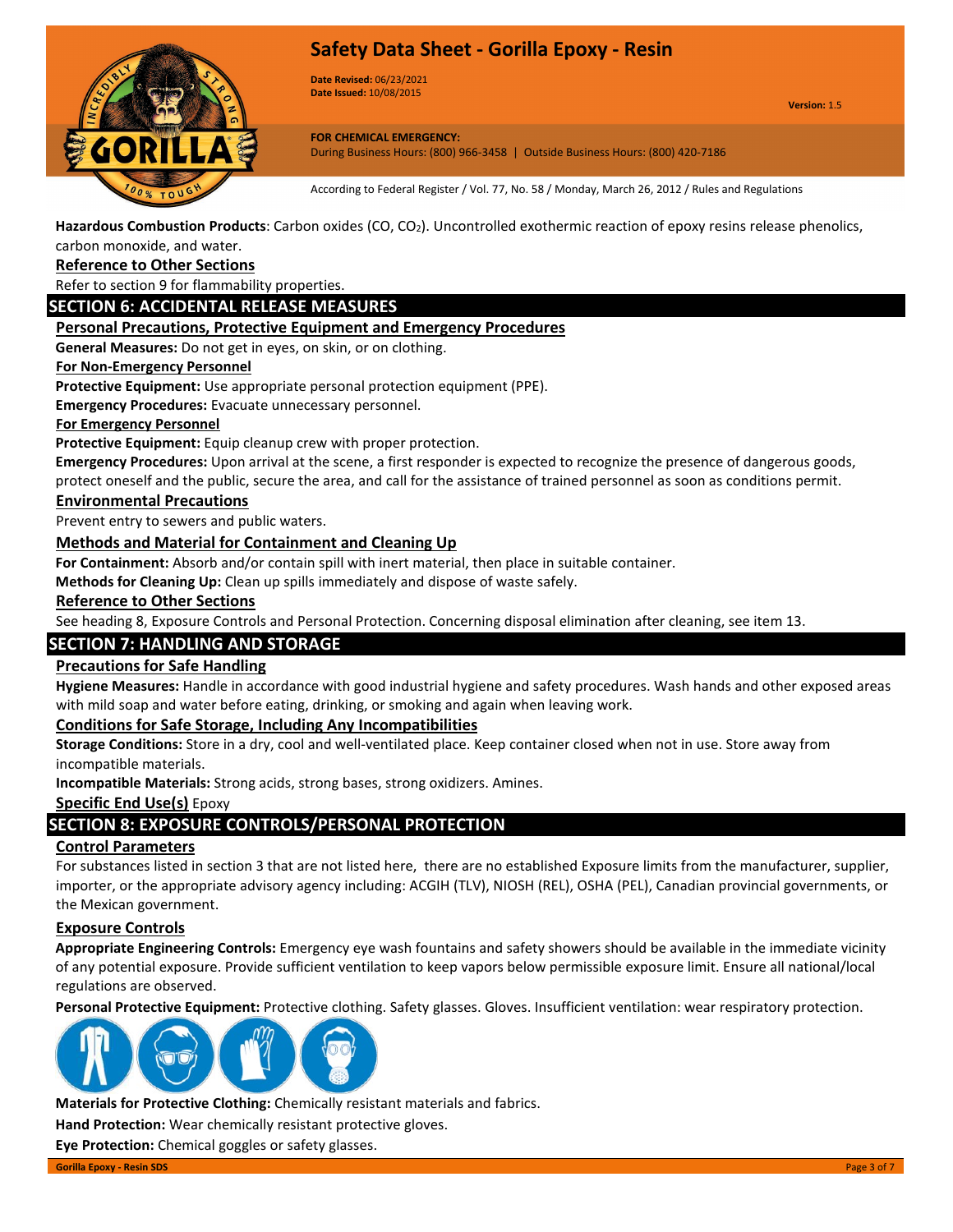**Hazardous Combustion Products**: Carbon oxides (CO, $CO_2$). Uncontrolled exothermic reaction of epoxy resins release phenolics, carbon monoxide, and water.

**Reference to Other Sections**

Refer to section 9 for flammability properties.

## SECTION 6: ACCIDENTAL RELEASE MEASURES

### Personal Precautions, Protective Equipment and Emergency Procedures

**General Measures:** Do not get in eyes, on skin, or on clothing.

**For Non-Emergency Personnel**

**Protective Equipment:** Use appropriate personal protection equipment (PPE).

**Emergency Procedures:** Evacuate unnecessary personnel.

**For Emergency Personnel**

**Protective Equipment:** Equip cleanup crew with proper protection.

**Emergency Procedures:** Upon arrival at the scene, a first responder is expected to recognize the presence of dangerous goods, protect oneself and the public, secure the area, and call for the assistance of trained personnel as soon as conditions permit.

### Environmental Precautions

Prevent entry to sewers and public waters.

### Methods and Material for Containment and Cleaning Up

**For Containment:** Absorb and/or contain spill with inert material, then place in suitable container.

**Methods for Cleaning Up:** Clean up spills immediately and dispose of waste safely.

### Reference to Other Sections

See heading 8, Exposure Controls and Personal Protection. Concerning disposal elimination after cleaning, see item 13.

## SECTION 7: HANDLING AND STORAGE

### Precautions for Safe Handling

**Hygiene Measures:** Handle in accordance with good industrial hygiene and safety procedures. Wash hands and other exposed areas with mild soap and water before eating, drinking, or smoking and again when leaving work.

### Conditions for Safe Storage, Including Any Incompatibilities

**Storage Conditions:** Store in a dry, cool and well-ventilated place. Keep container closed when not in use. Store away from incompatible materials.

**Incompatible Materials:** Strong acids, strong bases, strong oxidizers. Amines.

**Specific End Use(s)** Epoxy

## SECTION 8: EXPOSURE CONTROLS/PERSONAL PROTECTION

### Control Parameters

For substances listed in section 3 that are not listed here, there are no established Exposure limits from the manufacturer, supplier, importer, or the appropriate advisory agency including: ACGIH (TLV), NIOSH (REL), OSHA (PEL), Canadian provincial governments, or the Mexican government.

### Exposure Controls

**Appropriate Engineering Controls:** Emergency eye wash fountains and safety showers should be available in the immediate vicinity of any potential exposure. Provide sufficient ventilation to keep vapors below permissible exposure limit. Ensure all national/local regulations are observed.

**Personal Protective Equipment:** Protective clothing. Safety glasses. Gloves. Insufficient ventilation: wear respiratory protection.

**Materials for Protective Clothing:** Chemically resistant materials and fabrics.

**Hand Protection:** Wear chemically resistant protective gloves.

**Eye Protection:** Chemical goggles or safety glasses.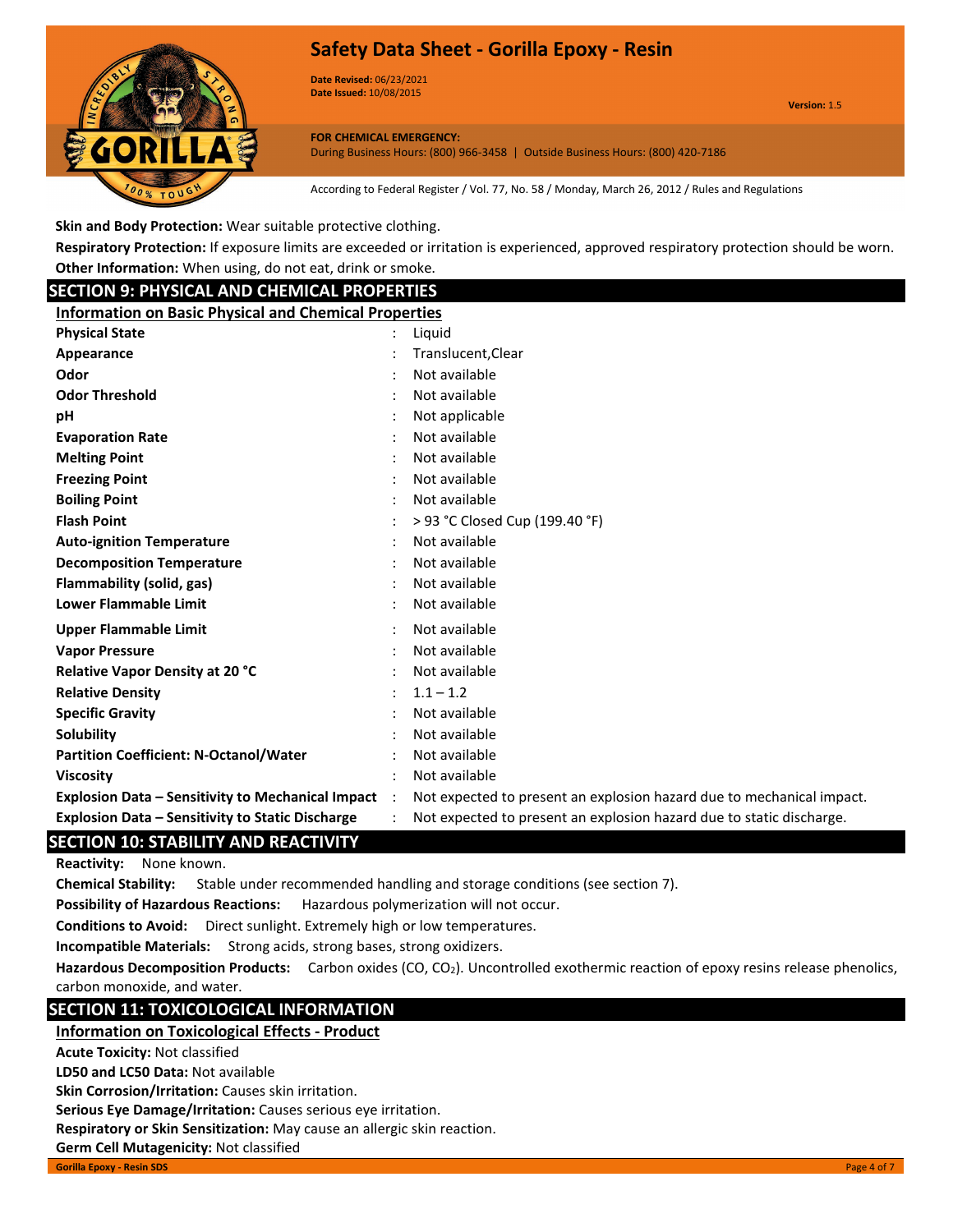**Skin and Body Protection:** Wear suitable protective clothing.

**Respiratory Protection:** If exposure limits are exceeded or irritation is experienced, approved respiratory protection should be worn.

**Other Information:** When using, do not eat, drink or smoke.

## SECTION 9: PHYSICAL AND CHEMICAL PROPERTIES

### Information on Basic Physical and Chemical Properties

| Property | | Value |
|---|---|---|
| **Physical State** | : | Liquid |
| **Appearance** | : | Translucent,Clear |
| **Odor** | : | Not available |
| **Odor Threshold** | : | Not available |
| **pH** | : | Not applicable |
| **Evaporation Rate** | : | Not available |
| **Melting Point** | : | Not available |
| **Freezing Point** | : | Not available |
| **Boiling Point** | : | Not available |
| **Flash Point** | : | > 93 °C Closed Cup (199.40 °F) |
| **Auto-ignition Temperature** | : | Not available |
| **Decomposition Temperature** | : | Not available |
| **Flammability (solid, gas)** | : | Not available |
| **Lower Flammable Limit** | : | Not available |
| **Upper Flammable Limit** | : | Not available |
| **Vapor Pressure** | : | Not available |
| **Relative Vapor Density at 20 °C** | : | Not available |
| **Relative Density** | : | 1.1 – 1.2 |
| **Specific Gravity** | : | Not available |
| **Solubility** | : | Not available |
| **Partition Coefficient: N-Octanol/Water** | : | Not available |
| **Viscosity** | : | Not available |
| **Explosion Data – Sensitivity to Mechanical Impact** | : | Not expected to present an explosion hazard due to mechanical impact. |
| **Explosion Data – Sensitivity to Static Discharge** | : | Not expected to present an explosion hazard due to static discharge. |

## SECTION 10: STABILITY AND REACTIVITY

**Reactivity:** None known.

**Chemical Stability:** Stable under recommended handling and storage conditions (see section 7).

**Possibility of Hazardous Reactions:** Hazardous polymerization will not occur.

**Conditions to Avoid:** Direct sunlight. Extremely high or low temperatures.

**Incompatible Materials:** Strong acids, strong bases, strong oxidizers.

**Hazardous Decomposition Products:** Carbon oxides ($CO$, $CO_2$). Uncontrolled exothermic reaction of epoxy resins release phenolics, carbon monoxide, and water.

## SECTION 11: TOXICOLOGICAL INFORMATION

### Information on Toxicological Effects - Product

**Acute Toxicity:** Not classified

**LD50 and LC50 Data:** Not available

**Skin Corrosion/Irritation:** Causes skin irritation.

**Serious Eye Damage/Irritation:** Causes serious eye irritation.

**Respiratory or Skin Sensitization:** May cause an allergic skin reaction.

**Germ Cell Mutagenicity:** Not classified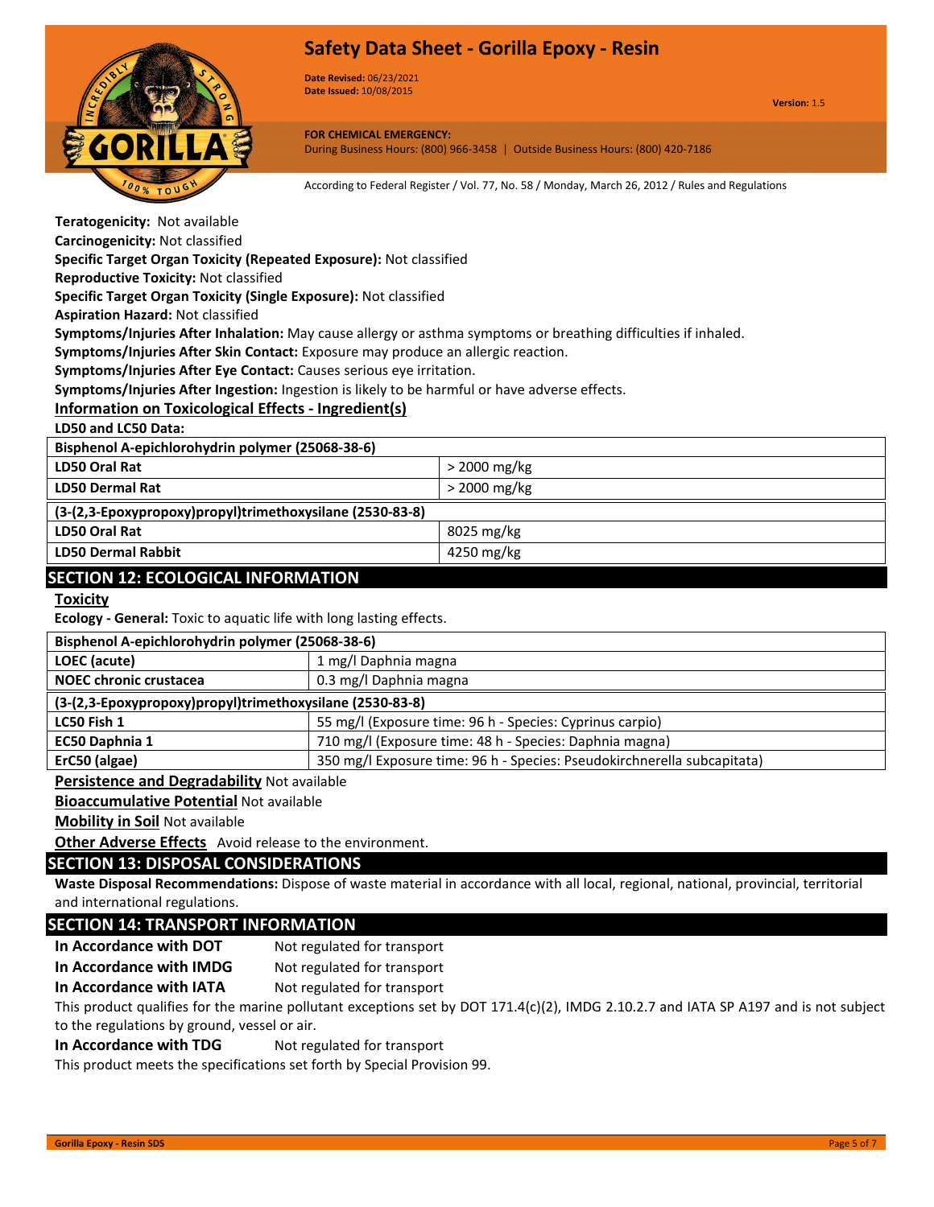**Teratogenicity:** Not available

**Carcinogenicity:** Not classified

**Specific Target Organ Toxicity (Repeated Exposure):** Not classified

**Reproductive Toxicity:** Not classified

**Specific Target Organ Toxicity (Single Exposure):** Not classified

**Aspiration Hazard:** Not classified

**Symptoms/Injuries After Inhalation:** May cause allergy or asthma symptoms or breathing difficulties if inhaled.

**Symptoms/Injuries After Skin Contact:** Exposure may produce an allergic reaction.

**Symptoms/Injuries After Eye Contact:** Causes serious eye irritation.

**Symptoms/Injuries After Ingestion:** Ingestion is likely to be harmful or have adverse effects.

**Information on Toxicological Effects - Ingredient(s)**

**LD50 and LC50 Data:**

| **Bisphenol A-epichlorohydrin polymer (25068-38-6)** | |
|---|---|
| **LD50 Oral Rat** | > 2000 mg/kg |
| **LD50 Dermal Rat** | > 2000 mg/kg |
| **(3-(2,3-Epoxypropoxy)propyl)trimethoxysilane (2530-83-8)** | |
| **LD50 Oral Rat** | 8025 mg/kg |
| **LD50 Dermal Rabbit** | 4250 mg/kg |

## SECTION 12: ECOLOGICAL INFORMATION

**Toxicity**

**Ecology - General:** Toxic to aquatic life with long lasting effects.

| **Bisphenol A-epichlorohydrin polymer (25068-38-6)** | |
|---|---|
| **LOEC (acute)** | 1 mg/l Daphnia magna |
| **NOEC chronic crustacea** | 0.3 mg/l Daphnia magna |
| **(3-(2,3-Epoxypropoxy)propyl)trimethoxysilane (2530-83-8)** | |
| **LC50 Fish 1** | 55 mg/l (Exposure time: 96 h - Species: Cyprinus carpio) |
| **EC50 Daphnia 1** | 710 mg/l (Exposure time: 48 h - Species: Daphnia magna) |
| **ErC50 (algae)** | 350 mg/l Exposure time: 96 h - Species: Pseudokirchnerella subcapitata) |

**Persistence and Degradability** Not available

**Bioaccumulative Potential** Not available

**Mobility in Soil** Not available

**Other Adverse Effects** Avoid release to the environment.

## SECTION 13: DISPOSAL CONSIDERATIONS

**Waste Disposal Recommendations:** Dispose of waste material in accordance with all local, regional, national, provincial, territorial and international regulations.

## SECTION 14: TRANSPORT INFORMATION

**In Accordance with DOT** Not regulated for transport

**In Accordance with IMDG** Not regulated for transport

**In Accordance with IATA** Not regulated for transport

This product qualifies for the marine pollutant exceptions set by DOT 171.4(c)(2), IMDG 2.10.2.7 and IATA SP A197 and is not subject to the regulations by ground, vessel or air.

**In Accordance with TDG** Not regulated for transport

This product meets the specifications set forth by Special Provision 99.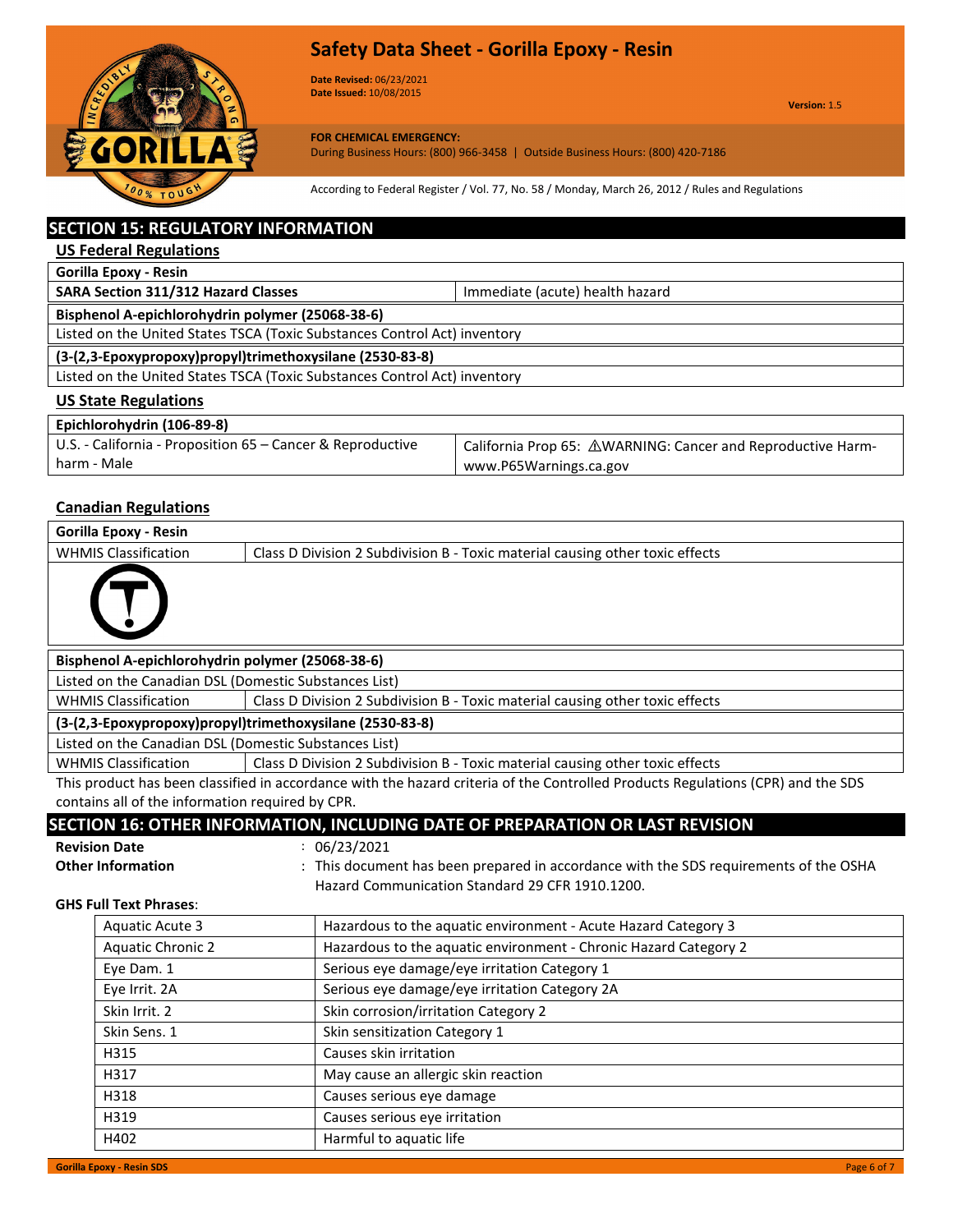## SECTION 15: REGULATORY INFORMATION

### US Federal Regulations

| Gorilla Epoxy - Resin | |
|---|---|
| SARA Section 311/312 Hazard Classes | Immediate (acute) health hazard |
| **Bisphenol A-epichlorohydrin polymer (25068-38-6)** | |
| Listed on the United States TSCA (Toxic Substances Control Act) inventory | |
| **(3-(2,3-Epoxypropoxy)propyl)trimethoxysilane (2530-83-8)** | |
| Listed on the United States TSCA (Toxic Substances Control Act) inventory | |

### US State Regulations

| Epichlorohydrin (106-89-8) | |
|---|---|
| U.S. - California - Proposition 65 – Cancer & Reproductive harm - Male | California Prop 65: ⚠WARNING: Cancer and Reproductive Harm-www.P65Warnings.ca.gov |

### Canadian Regulations

| Gorilla Epoxy - Resin | |
|---|---|
| WHMIS Classification | Class D Division 2 Subdivision B - Toxic material causing other toxic effects |
| **Bisphenol A-epichlorohydrin polymer (25068-38-6)** | |
| Listed on the Canadian DSL (Domestic Substances List) | |
| WHMIS Classification | Class D Division 2 Subdivision B - Toxic material causing other toxic effects |
| **(3-(2,3-Epoxypropoxy)propyl)trimethoxysilane (2530-83-8)** | |
| Listed on the Canadian DSL (Domestic Substances List) | |
| WHMIS Classification | Class D Division 2 Subdivision B - Toxic material causing other toxic effects |

This product has been classified in accordance with the hazard criteria of the Controlled Products Regulations (CPR) and the SDS contains all of the information required by CPR.

## SECTION 16: OTHER INFORMATION, INCLUDING DATE OF PREPARATION OR LAST REVISION

**Revision Date** : 06/23/2021

**Other Information** : This document has been prepared in accordance with the SDS requirements of the OSHA Hazard Communication Standard 29 CFR 1910.1200.

**GHS Full Text Phrases**:

| | |
|---|---|
| Aquatic Acute 3 | Hazardous to the aquatic environment - Acute Hazard Category 3 |
| Aquatic Chronic 2 | Hazardous to the aquatic environment - Chronic Hazard Category 2 |
| Eye Dam. 1 | Serious eye damage/eye irritation Category 1 |
| Eye Irrit. 2A | Serious eye damage/eye irritation Category 2A |
| Skin Irrit. 2 | Skin corrosion/irritation Category 2 |
| Skin Sens. 1 | Skin sensitization Category 1 |
| H315 | Causes skin irritation |
| H317 | May cause an allergic skin reaction |
| H318 | Causes serious eye damage |
| H319 | Causes serious eye irritation |
| H402 | Harmful to aquatic life |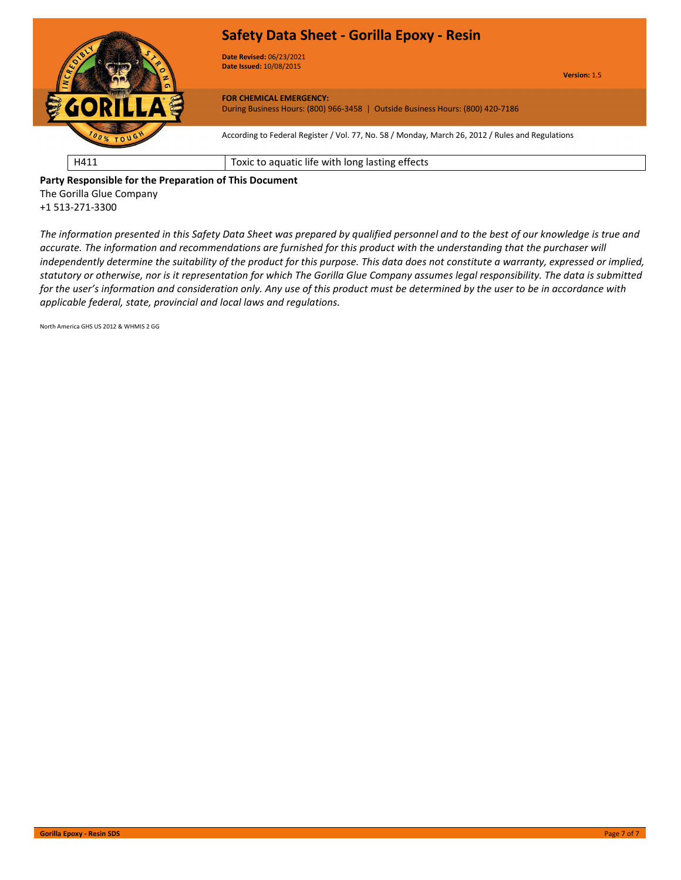| | |
|---|---|
| H411 | Toxic to aquatic life with long lasting effects |

**Party Responsible for the Preparation of This Document**

The Gorilla Glue Company
+1 513-271-3300

*The information presented in this Safety Data Sheet was prepared by qualified personnel and to the best of our knowledge is true and accurate. The information and recommendations are furnished for this product with the understanding that the purchaser will independently determine the suitability of the product for this purpose. This data does not constitute a warranty, expressed or implied, statutory or otherwise, nor is it representation for which The Gorilla Glue Company assumes legal responsibility. The data is submitted for the user's information and consideration only. Any use of this product must be determined by the user to be in accordance with applicable federal, state, provincial and local laws and regulations.*

North America GHS US 2012 & WHMIS 2 GG